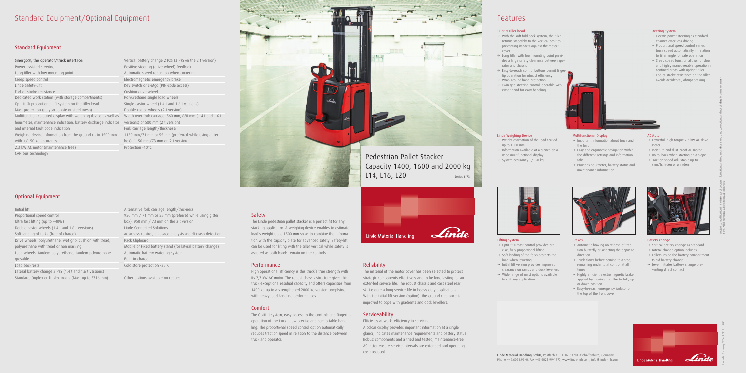# Standard Equipment/Optional Equipment

## Standard Equipment

Sinergo®, the operator/truck interface:
Power assisted steering
Long tiller with low mounting point
Creep speed control
Linde Safety-Lift
End-of-stroke resistance
Dedicated work station (with storage compartments)
OptiLift® proportional lift system on the tiller head
Mast protection (polycarbonate or steel mesh)
Multifunction coloured display with weighing device as well as hourmeter, maintenance indication, battery discharge indicator and internal fault code indication
Weighing device information from the ground up to 1500 mm with +/- 50 kg accuracy
2,3 kW AC motor (maintenance free)
CAN bus technology
Vertical battery change 2 PzS (3 PzS on the 2 t version)
Positive steering (drive wheel) feedback
Automatic speed reduction when cornering
Electromagnetic emergency brake
Key switch or LFMgo (PIN-code access)
Cushion drive wheel
Polyurethane single load wheels
Single castor wheel (1.4 t and 1.6 t versions)
Double castor wheels (2 t version)
Width over fork carriage: 560 mm, 680 mm (1.4 t and 1.6 t versions) or 580 mm (2 t version)
Fork carriage length/thickness:
1150 mm/71 mm or 55 mm (preferred while using gitter box), 1150 mm/73 mm on 2 t version
Protection -10°C

## Optional Equipment

Initial lift
Proportional speed control
Ultra fast lifting (up to +40%)
Double castor wheels (1.4 t and 1.6 t versions)
Soft landing of forks (free of charge)
Drive wheels: polyurethane, wet grip, cushion with tread, polyurethane with tread or non marking
Load wheels: tandem polyurethane, tandem polyurethane gresable
Load backrests
Lateral battery change 3 PzS (1.4 t and 1.6 t versions)
Standard, Duplex or Triplex masts (Mast up to 5316 mm)
Alternative fork carriage length/thickness:
950 mm / 71 mm or 55 mm (preferred while using gitter box), 950 mm / 73 mm on the 2 t version
Linde Connected Solutions:
ac:access control, an:usage analysis and dt:crash detection
Pack Clipboard
Mobile or Fixed battery stand (for lateral battery change)
Automatic battery watering system
Built-in charger
Cold store protection -35°C

Other options available on request

# Pedestrian Pallet Stacker
Capacity 1400, 1600 and 2000 kg
L14, L16, L20

Series 1173

Linde Material Handling

## Safety

The Linde pedestrian pallet stacker is a perfect fit for any stacking application. A weighing device enables to estimate load's weight up to 1500 mm so as to combine the information with the capacity plate for advanced safety. Safety-lift can be used for lifting with the tiller vertical while safety is assured as both hands remain on the controls.

## Performance

High operational efficiency is this truck's true strength with its 2,3 kW AC motor. The robust chassis structure gives this truck exceptional residual capacity and offers capacities from 1400 kg up to a strengthened 2000 kg version complying with heavy load handling performances

## Comfort

The OptiLift system, easy access to the controls and fingertip operation of the truck allow precise and comfortable handling. The proportional speed control option automatically reduces traction speed in relation to the distance between truck and operator.

## Reliability

The material of the motor cover has been selected to protect strategic components effectively and to be long lasting for an extended service life. The robust chassis and cast steel rear skirt ensure a long service life in heavy duty applications. With the initial lift version (option), the ground clearance is improved to cope with gradients and dock levellers.

## Serviceability

Efficiency at work, efficiency in servicing.
A colour display provides important information at a single glance, indicates maintenance requirements and battery status. Robust components and a tried and tested, maintenance-free AC motor ensure service intervals are extended and operating costs reduced.

# Features

### Tiller & Tiller head

- → With the soft fold back system, the tiller returns smoothly to the vertical position preventing impacts against the motor's cover
- → Long tiller with low mounting point provides a large safety clearance between operator and chassis
- → Easy-to-reach control buttons permit finger-tip operation for utmost efficiency
- → Wrap-around hand protection
- → Twin grip steering control, operable with either hand for easy handling

### Steering System

- → Electric power steering as standard ensures effortless driving
- → Proportional speed control varies truck speed automatically in relation to tiller angle for safe operation
- → Creep speed function allows for slow and highly maneuverable operation in confined areas with upright tiller
- → End-of-stroke resistance on the tiller avoids accidental, abrupt braking

### Linde Weighing Device

- → Weight estimation of the load carried up to 1500 mm
- → Information available at a glance on a wide multifunctional display
- → System accurancy +/- 50 kg

### Multifunctional Display

- → Important information about truck and the load
- → Easy and ergonomic navigation within the different settings and information tabs
- → Provides hourmeter, battery status and maintenance information

### AC Motor

- → Powerful, high torque 2,3 kW AC drive motor
- → Moisture and dust-proof AC motor
- → No rollback when starting on a slope
- → Traction speed adjustable up to 6km/h, laden or unladen

### Lifting System

- → OptiLift® mast control provides precise, fully proportional lifting
- → Soft landing of the forks protects the load when lowering
- → Initial lift version provides improved clearance on ramps and dock levellers
- → Wide range of mast options available to suit any application

### Brakes

- → Automatic braking on release of traction butterfly or selecting the opposite direction
- → Truck slows before coming to a stop, remaining under total control at all times
- → Highly efficient electromagnetic brake applied by moving the tiller to fully up or down position
- → Easy-to-reach emergency isolator on the top of the front cover

### Battery change

- → Vertical battery change as standard
- → Lateral change option includes:
- → Rollers inside the battery compartment to aid battery change
- → Lever initiates battery change preventing direct contact

Linde Material Handling GmbH, Postfach 10 01 36, 63701 Aschaffenburg, Germany
Phone +49.6021.99-0, Fax +49.6021.99-1570, www.linde-mh.com, info@linde-mh.com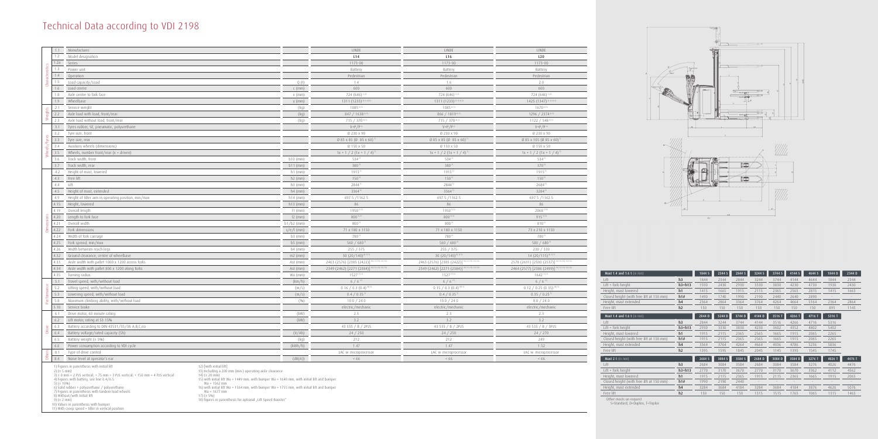# Technical Data according to VDI 2198

| | | | | | | |
|---|---|---|---|---|---|---|
| Characteristics | 1.1 | Manufacturer | | LINDE | LINDE | LINDE |
| | 1.2 | Model designation | | **L14** | **L16** | **L20** |
| | 1.2a | Series | | 1173-00 | 1173-00 | 1173-00 |
| | 1.3 | Power unit | | Battery | Battery | Battery |
| | 1.4 | Operation | | Pedestrian | Pedestrian | Pedestrian |
| | 1.5 | Load capacity/Load | Q (t) | 1.4 | 1.6 | 2.0 |
| | 1.6 | Load centre | c (mm) | 600 | 600 | 600 |
| | 1.8 | Axle centre to fork face | x (mm) | 724 (646) [1) 8)] | 724 (646) [1) 8)] | 724 (646) [1) 8)] |
| | 1.9 | Wheelbase | y (mm) | 1311 (1233) [4) 1) 8)] | 1311 (1233) [4) 1) 8)] | 1425 (1347) [4) 1) 8)] |
| Weights | 2.1 | Service weight | (kg) | 1085 [4) 5)] | 1085 [4) 5)] | 1670 [4) 5)] |
| | 2.2 | Axle load with load, front/rear | (kg) | 847 / 1638 [4) 5)] | 866 / 1819 [4) 5)] | 1296 / 2374 [4) 5)] |
| | 2.3 | Axle load without load, front/rear | (kg) | 715 / 370 [4) 5)] | 715 / 370 [4) 5)] | 1122 / 548 [4) 5)] |
| Wheels/Tyres | 3.1 | Tyres rubber, SE, pneumatic, polyurethane | | V+P/P [6)] | V+P/P [6)] | V+P/P [6)] |
| | 3.2 | Tyre size, front | | Ø 230 x 90 | Ø 230 x 90 | Ø 230 x 90 |
| | 3.3 | Tyre size, rear | | Ø 85 x 85 (Ø 85 x 60) [7)] | Ø 85 x 85 (Ø 85 x 60) [7)] | Ø 85 x 105 (Ø 85 x 60) [7)] |
| | 3.4 | Auxiliary wheels (dimensions) | | Ø 150 x 50 | Ø 150 x 50 | Ø 150 x 50 |
| | 3.5 | Wheels, number front/rear (x = driven) | | 1x + 1 / 2 (1x + 1 / 4) [7)] | 1x + 1 / 2 (1x + 1 / 4) [7)] | 1x + 1 / 2 (1x + 1 / 4) [7)] |
| | 3.6 | Track width, front | b10 (mm) | 534 [4)] | 534 [4)] | 534 [4)] |
| | 3.7 | Track width, rear | b11 (mm) | 380 [4)] | 380 [4)] | 370 [4)] |
| Dimensions | 4.2 | Height of mast, lowered | h1 (mm) | 1915 [3)] | 1915 [3)] | 1915 [3)] |
| | 4.3 | Free lift | h2 (mm) | 150 [3)] | 150 [3)] | 150 [3)] |
| | 4.4 | Lift | h3 (mm) | 2844 [3)] | 2844 [3)] | 2684 [3)] |
| | 4.5 | Height of mast, extended | h4 (mm) | 3364 [3)] | 3364 [3)] | 3284 [3)] |
| | 4.9 | Height of tiller arm in operating position, min/max | h14 (mm) | 697.5 /1162.5 | 697.5 /1162.5 | 697.5 /1162.5 |
| | 4.15 | Height, lowered | h13 (mm) | 86 | 86 | 86 |
| | 4.19 | Overall length | l1 (mm) | 1950 [4) 10)] | 1950 [4) 10)] | 2068 [4) 10)] |
| | 4.20 | Length to fork face | l2 (mm) | 800 [4) 10)] | 800 [10)] | 915 [4) 10)] |
| | 4.21 | Overall width | b1/b2 (mm) | 800 [4)] | 800 [4)] | 810 [4)] |
| | 4.22 | Fork dimensions | s/e/l (mm) | 71 x 180 x 1150 | 71 x 180 x 1150 | 73 x 210 x 1150 |
| | 4.24 | Width of fork carriage | b3 (mm) | 780 [4)] | 780 [4)] | 780 [4)] |
| | 4.25 | Fork spread, min/max | b5 (mm) | 560 / 680 [4)] | 560 / 680 [4)] | 580 / 680 [4)] |
| | 4.26 | Width between reach legs | b4 (mm) | 255 / 375 | 255 / 375 | 230 / 330 |
| | 4.32 | Ground clearance, centre of wheelbase | m2 (mm) | 30 (20/140) [4) 12)] | 30 (20/140) [4) 12)] | 14 (20/115) [4) 12)] |
| | 4.33 | Aisle width with pallet 1000 x 1200 across forks | Ast (mm) | 2463 (2576) [2385 (2422)] [4) 11) 13) 15) 16)] | 2463 (2576) [2385 (2422)] [4) 11) 13) 15) 16)] | 2578 (2691) [2500 (2537)] [4) 11) 13) 15) 16)] |
| | 4.34 | Aisle width with pallet 800 x 1200 along forks | Ast (mm) | 2349 (2462) [2271 (2384)] [4) 11) 13) 15) 16)] | 2349 (2462) [2271 (2384)] [4) 11) 13) 15) 16)] | 2464 (2577) [2386 (2499)] [4) 11) 13) 15) 16)] |
| | 4.35 | Turning radius | Wa (mm) | 1527 [13) 4)] | 1527 [13) 4)] | 1642 [13) 4)] |
| Performance | 5.1 | Travel speed, with/without load | (km/h) | 6 / 6 [17)] | 6 / 6 [17)] | 6 / 6 [17)] |
| | 5.2 | Lifting speed, with/without load | (m/s) | 0.16 / 0.3 (0.4) [18) 9)] | 0.15 / 0.3 (0.4) [18) 9)] | 0.12 / 0.25 (0.35) [18) 9)] |
| | 5.3 | Lowering speed, with/without load | (m/s) | 0.4 / 0.35 [9)] | 0.4 / 0.35 [9)] | 0.35 / 0.25 [9)] |
| | 5.8 | Maximum climbing ability, with/without load | (%) | 10.0 / 24.0 | 10.0 / 24.0 | 8.0 / 24.0 |
| | 5.10 | Service brake | | electric/mechanic | electric/mechanic | electric/mechanic |
| Drive | 6.1 | Drive motor, 60 minute rating | (kW) | 2.3 | 2.3 | 2.3 |
| | 6.2 | Lift motor, rating at S3 15% | (kW) | 3.2 | 3.2 | 3.2 |
| | 6.3 | Battery according to DIN 43531/35/36 A,B,C,no | | 43 535 / B / 2PzS | 43 535 / B / 2PzS | 43 535 / B / 3PzS |
| | 6.4 | Battery voltage/rated capacity (5h) | (V/Ah) | 24 / 250 | 24 / 250 | 24 / 270 |
| | 6.5 | Battery weight (± 5%) | (kg) | 212 | 212 | 249 |
| | 6.6 | Power consumption according to VDI cycle | (kWh/h) | 1.47 | 1.47 | 1.52 |
| Other | 8.1 | Type of drive control | | LAC w. microprocessor | LAC w. microprocessor | LAC w. microprocessor |
| | 8.4 | Noise level at operator's ear | (dB(A)) | < 66 | < 66 | < 66 |

1) Figures in parenthesis with initial lift
2) (± 5 mm)
3) ± 0 mm = 2 PzS vertical, + 75 mm = 3 PzS vertical, + 150 mm = 4 PzS vertical
4) Figures with battery, see line 6.4/6.5.
5) (± 10%)
6) Solid rubber + polyurethane / polyurethane
7) Figures in parenthesis with tandem load wheels
8) Without/with initial lift
9) (± 2 mm)
10) Values in parenthesis with bumper
11) With creep speed = tiller in vertical position
12) [with initial lift]
13) Including a 200 mm (min.) operating aisle clearance.
14) (± 20 mm)
15) with initial lift Wa = 1449 mm, with bumper Wa = 1640 mm, with initial lift and bumper Wa = 1562 mm
16) with initial lift Wa = 1564 mm, with bumper Wa = 1755 mm, with initial lift and bumper Wa = 1677 mm
17) (± 5%)
18) figures in parenthesis for optional „Lift Speed Booster"

| Mast 1.4 and 1.6 t (in mm) | | 1844 S | 2344 S | 2844 S | 3244 S | 3744 S | 4144 S | 4644 S | 1844 D | 2344 D |
|---|---|---|---|---|---|---|---|---|---|---|
| Lift | h3 | 1844 | 2344 | 2844 | 3244 | 3744 | 4144 | 4644 | 1844 | 2344 |
| Lift + fork height | h3+h13 | 1930 | 2430 | 2930 | 3330 | 3830 | 4230 | 4730 | 1930 | 2430 |
| Height, mast lowered | h1 | 1415 | 1665 | 1915 | 2115 | 2365 | 2565 | 2815 | 1415 | 1665 |
| Closed height (with free lift at 150 mm) | h1# | 1490 | 1740 | 1990 | 2190 | 2440 | 2640 | 2890 | | |
| Height, mast extended | h4 | 2364 | 2864 | 3364 | 3764 | 4264 | 4664 | 5164 | 2364 | 2864 |
| Free lift | h2 | 150 | 150 | 150 | 150 | 150 | 150 | 150 | 895 | 1145 |

| Mast 1.4 and 1.6 t (in mm) | | 2844 D | 3244 D | 3744 D | 4144 D | 3516 T | 4266 T | 4716 T | 5316 T |
|---|---|---|---|---|---|---|---|---|---|
| Lift | h3 | 2844 | 3244 | 3744 | 4144 | 3516 | 4266 | 4716 | 5316 |
| Lift + fork height | h3+h13 | 2930 | 3330 | 3830 | 4230 | 3602 | 4352 | 4802 | 5402 |
| Height, mast lowered | h1 | 1915 | 2115 | 2365 | 2565 | 1665 | 1915 | 2065 | 2265 |
| Closed height (with free lift at 150 mm) | h1# | 1915 | 2115 | 2365 | 2565 | 1665 | 1915 | 2065 | 2265 |
| Height, mast extended | h4 | 3364 | 3764 | 4264 | 4664 | 4036 | 4786 | 5236 | 5836 |
| Free lift | h2 | 1395 | 1595 | 1845 | 2045 | 1145 | 1395 | 1545 | 1745 |

| Mast 2 t (in mm) | | 2684 S | 3084 S | 3584 S | 2684 D | 3084 D | 3584 D | 3276 T | 4026 T | 4476 T |
|---|---|---|---|---|---|---|---|---|---|---|
| Lift | h3 | 2684 | 3084 | 3584 | 2684 | 3084 | 3584 | 3276 | 4026 | 4476 |
| Lift + fork height | h3+h13 | 2770 | 3170 | 3670 | 2770 | 3170 | 3670 | 3362 | 4112 | 4562 |
| Height, mast lowered | h1 | 1915 | 2115 | 2365 | 1915 | 2115 | 2365 | 1665 | 1915 | 2065 |
| Closed height (with free lift at 150 mm) | h1# | 1990 | 2190 | 2440 | | | | | | |
| Height, mast extended | h4 | 3284 | 3684 | 4184 | 3284 | 3684 | 4184 | 3876 | 4626 | 5076 |
| Free lift | h2 | 150 | 150 | 150 | 1315 | 1515 | 1765 | 1065 | 1315 | 1465 |

Other masts on request
S=Standard, D=Duplex, T=Triplex